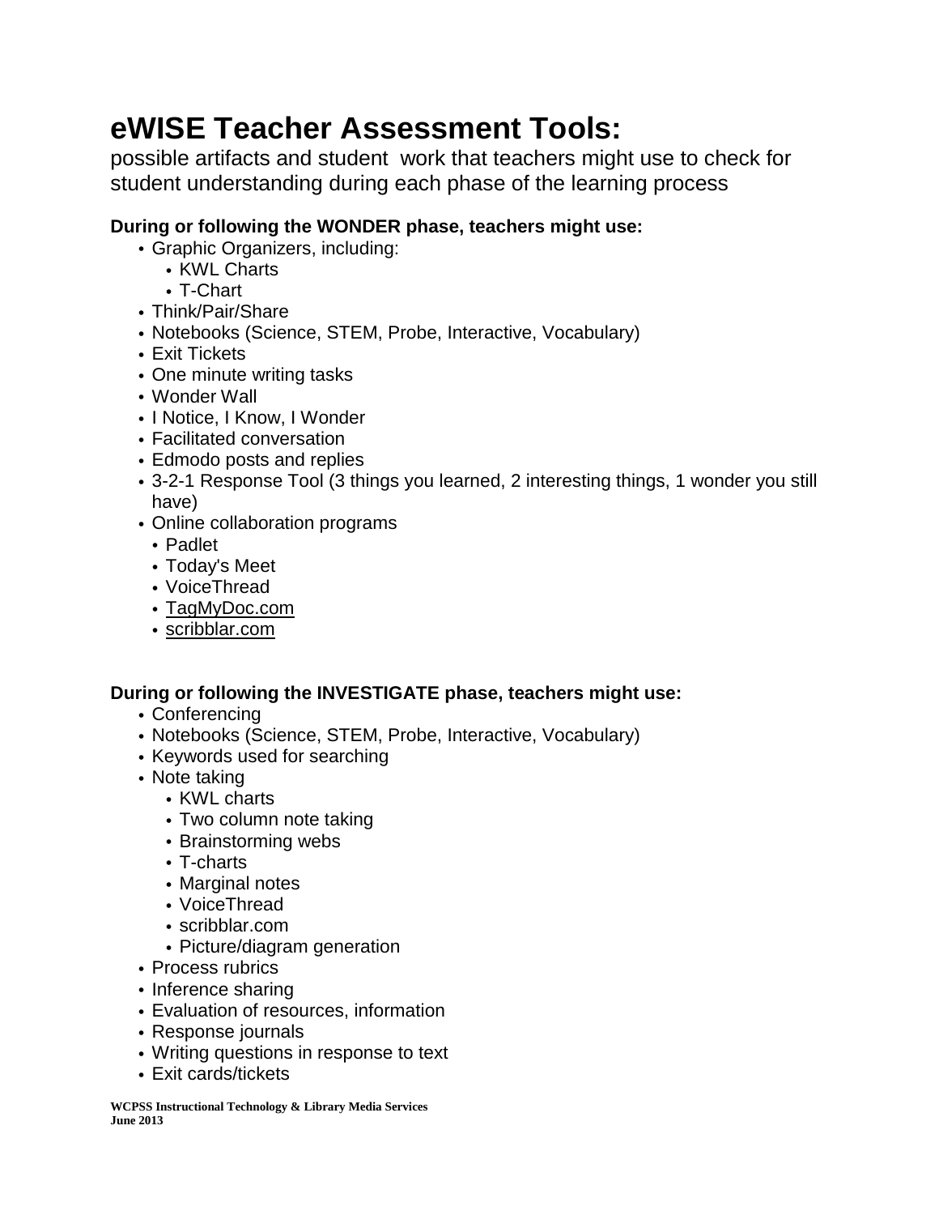# eWISE Teacher Assessment Tools:

possible artifacts and student work that teachers might use to check for student understanding during each phase of the learning process

**During or following the WONDER phase, teachers might use:**

- Graphic Organizers, including:
  - KWL Charts
  - T-Chart
- Think/Pair/Share
- Notebooks (Science, STEM, Probe, Interactive, Vocabulary)
- Exit Tickets
- One minute writing tasks
- Wonder Wall
- I Notice, I Know, I Wonder
- Facilitated conversation
- Edmodo posts and replies
- 3-2-1 Response Tool (3 things you learned, 2 interesting things, 1 wonder you still have)
- Online collaboration programs
  - Padlet
  - Today's Meet
  - VoiceThread
  - TagMyDoc.com
  - scribblar.com

**During or following the INVESTIGATE phase, teachers might use:**

- Conferencing
- Notebooks (Science, STEM, Probe, Interactive, Vocabulary)
- Keywords used for searching
- Note taking
  - KWL charts
  - Two column note taking
  - Brainstorming webs
  - T-charts
  - Marginal notes
  - VoiceThread
  - scribblar.com
  - Picture/diagram generation
- Process rubrics
- Inference sharing
- Evaluation of resources, information
- Response journals
- Writing questions in response to text
- Exit cards/tickets

**WCPSS Instructional Technology & Library Media Services**
**June 2013**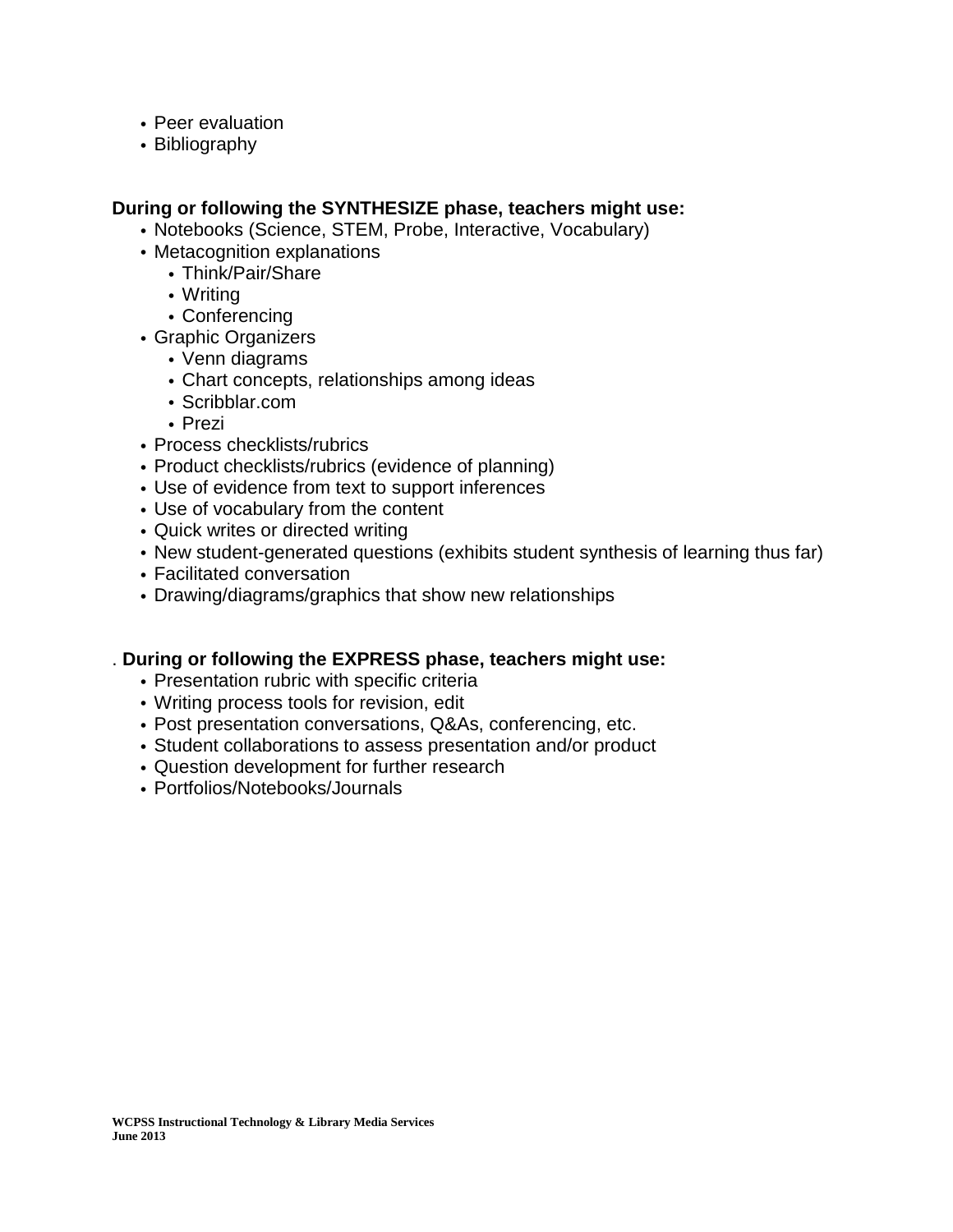- Peer evaluation
- Bibliography

**During or following the SYNTHESIZE phase, teachers might use:**

- Notebooks (Science, STEM, Probe, Interactive, Vocabulary)
- Metacognition explanations
  - Think/Pair/Share
  - Writing
  - Conferencing
- Graphic Organizers
  - Venn diagrams
  - Chart concepts, relationships among ideas
  - Scribblar.com
  - Prezi
- Process checklists/rubrics
- Product checklists/rubrics (evidence of planning)
- Use of evidence from text to support inferences
- Use of vocabulary from the content
- Quick writes or directed writing
- New student-generated questions (exhibits student synthesis of learning thus far)
- Facilitated conversation
- Drawing/diagrams/graphics that show new relationships

. **During or following the EXPRESS phase, teachers might use:**

- Presentation rubric with specific criteria
- Writing process tools for revision, edit
- Post presentation conversations, Q&As, conferencing, etc.
- Student collaborations to assess presentation and/or product
- Question development for further research
- Portfolios/Notebooks/Journals